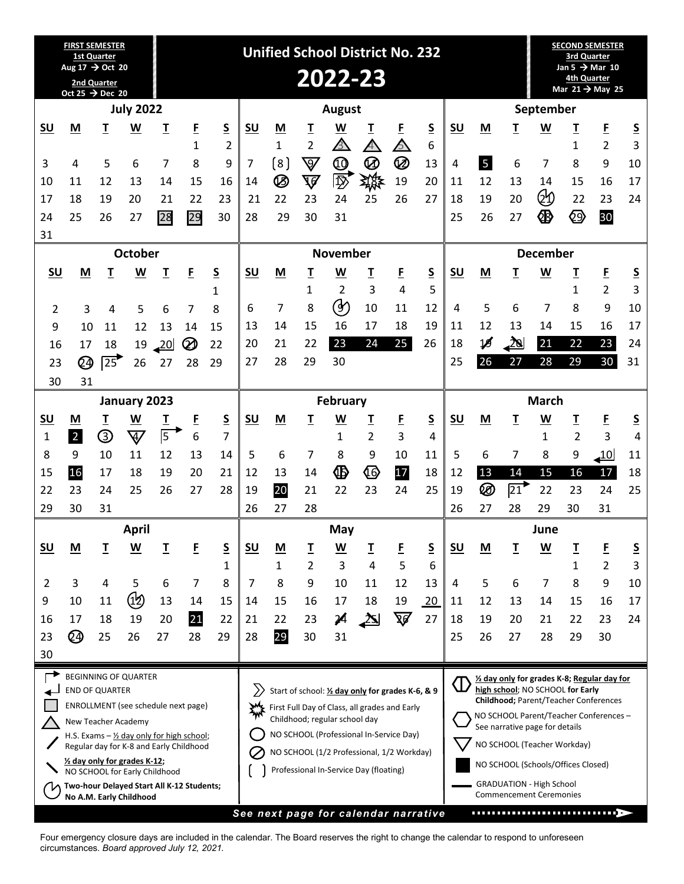# Unified School District No. 232

# 2022-23

**FIRST SEMESTER**
**1st Quarter**
**Aug 17 → Oct 20**
**2nd Quarter**
**Oct 25 → Dec 20**

**SECOND SEMESTER**
**3rd Quarter**
**Jan 5 → Mar 10**
**4th Quarter**
**Mar 21 → May 25**

### July 2022

| SU | M | T | W | T | F | S |
|---|---|---|---|---|---|---|
| | | | | | 1 | 2 |
| 3 | 4 | 5 | 6 | 7 | 8 | 9 |
| 10 | 11 | 12 | 13 | 14 | 15 | 16 |
| 17 | 18 | 19 | 20 | 21 | 22 | 23 |
| 24 | 25 | 26 | 27 | 28 | 29 | 30 |
| 31 | | | | | | |

### August

| SU | M | T | W | T | F | S |
|---|---|---|---|---|---|---|
| | 1 | 2 | 3 | 4 | 5 | 6 |
| 7 | 8 | 9 | 10 | 11 | 12 | 13 |
| 14 | 15 | 16 | 17 | 18 | 19 | 20 |
| 21 | 22 | 23 | 24 | 25 | 26 | 27 |
| 28 | 29 | 30 | 31 | | | |

### September

| SU | M | T | W | T | F | S |
|---|---|---|---|---|---|---|
| | | | | 1 | 2 | 3 |
| 4 | 5 | 6 | 7 | 8 | 9 | 10 |
| 11 | 12 | 13 | 14 | 15 | 16 | 17 |
| 18 | 19 | 20 | 21 | 22 | 23 | 24 |
| 25 | 26 | 27 | 28 | 29 | 30 | |

### October

| SU | M | T | W | T | F | S |
|---|---|---|---|---|---|---|
| | | | | | | 1 |
| 2 | 3 | 4 | 5 | 6 | 7 | 8 |
| 9 | 10 | 11 | 12 | 13 | 14 | 15 |
| 16 | 17 | 18 | 19 | 20 | 21 | 22 |
| 23 | 24 | 25 | 26 | 27 | 28 | 29 |
| 30 | 31 | | | | | |

### November

| SU | M | T | W | T | F | S |
|---|---|---|---|---|---|---|
| | | 1 | 2 | 3 | 4 | 5 |
| 6 | 7 | 8 | 9 | 10 | 11 | 12 |
| 13 | 14 | 15 | 16 | 17 | 18 | 19 |
| 20 | 21 | 22 | 23 | 24 | 25 | 26 |
| 27 | 28 | 29 | 30 | | | |

### December

| SU | M | T | W | T | F | S |
|---|---|---|---|---|---|---|
| | | | | 1 | 2 | 3 |
| 4 | 5 | 6 | 7 | 8 | 9 | 10 |
| 11 | 12 | 13 | 14 | 15 | 16 | 17 |
| 18 | 19 | 20 | 21 | 22 | 23 | 24 |
| 25 | 26 | 27 | 28 | 29 | 30 | 31 |

### January 2023

| SU | M | T | W | T | F | S |
|---|---|---|---|---|---|---|
| 1 | 2 | 3 | 4 | 5 | 6 | 7 |
| 8 | 9 | 10 | 11 | 12 | 13 | 14 |
| 15 | 16 | 17 | 18 | 19 | 20 | 21 |
| 22 | 23 | 24 | 25 | 26 | 27 | 28 |
| 29 | 30 | 31 | | | | |

### February

| SU | M | T | W | T | F | S |
|---|---|---|---|---|---|---|
| | | | 1 | 2 | 3 | 4 |
| 5 | 6 | 7 | 8 | 9 | 10 | 11 |
| 12 | 13 | 14 | 15 | 16 | 17 | 18 |
| 19 | 20 | 21 | 22 | 23 | 24 | 25 |
| 26 | 27 | 28 | | | | |

### March

| SU | M | T | W | T | F | S |
|---|---|---|---|---|---|---|
| | | | 1 | 2 | 3 | 4 |
| 5 | 6 | 7 | 8 | 9 | 10 | 11 |
| 12 | 13 | 14 | 15 | 16 | 17 | 18 |
| 19 | 20 | 21 | 22 | 23 | 24 | 25 |
| 26 | 27 | 28 | 29 | 30 | 31 | |

### April

| SU | M | T | W | T | F | S |
|---|---|---|---|---|---|---|
| | | | | | | 1 |
| 2 | 3 | 4 | 5 | 6 | 7 | 8 |
| 9 | 10 | 11 | 12 | 13 | 14 | 15 |
| 16 | 17 | 18 | 19 | 20 | 21 | 22 |
| 23 | 24 | 25 | 26 | 27 | 28 | 29 |
| 30 | | | | | | |

### May

| SU | M | T | W | T | F | S |
|---|---|---|---|---|---|---|
| | 1 | 2 | 3 | 4 | 5 | 6 |
| 7 | 8 | 9 | 10 | 11 | 12 | 13 |
| 14 | 15 | 16 | 17 | 18 | 19 | 20 |
| 21 | 22 | 23 | 24 | 25 | 26 | 27 |
| 28 | 29 | 30 | 31 | | | |

### June

| SU | M | T | W | T | F | S |
|---|---|---|---|---|---|---|
| | | | | 1 | 2 | 3 |
| 4 | 5 | 6 | 7 | 8 | 9 | 10 |
| 11 | 12 | 13 | 14 | 15 | 16 | 17 |
| 18 | 19 | 20 | 21 | 22 | 23 | 24 |
| 25 | 26 | 27 | 28 | 29 | 30 | |

### Legend

- BEGINNING OF QUARTER
- END OF QUARTER
- ENROLLMENT (see schedule next page)
- New Teacher Academy
- H.S. Exams – ½ day only for high school; Regular day for K-8 and Early Childhood
- **½ day only for grades K-12;** NO SCHOOL for Early Childhood
- **Two-hour Delayed Start All K-12 Students; No A.M. Early Childhood**
- Start of school: **½ day only for grades K-6, & 9**
- First Full Day of Class, all grades and Early Childhood; regular school day
- NO SCHOOL (Professional In-Service Day)
- NO SCHOOL (1/2 Professional, 1/2 Workday)
- Professional In-Service Day (floating)
- **½ day only for grades K-8; Regular day for high school**; NO SCHOOL **for Early Childhood;** Parent/Teacher Conferences
- NO SCHOOL Parent/Teacher Conferences – See narrative page for details
- NO SCHOOL (Teacher Workday)
- NO SCHOOL (Schools/Offices Closed)
- GRADUATION - High School Commencement Ceremonies

***See next page for calendar narrative***

Four emergency closure days are included in the calendar. The Board reserves the right to change the calendar to respond to unforeseen circumstances. *Board approved July 12, 2021.*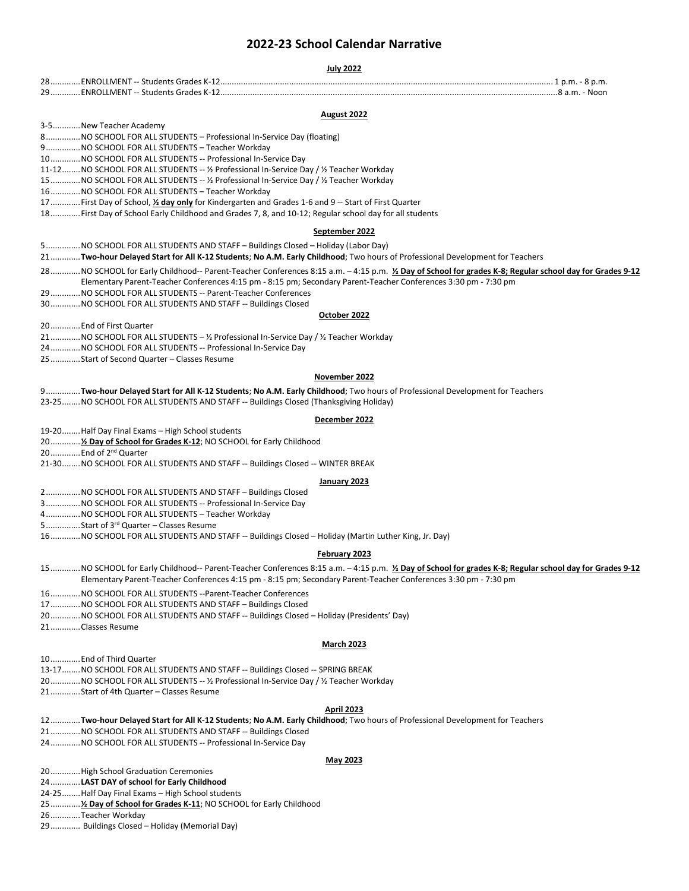# 2022-23 School Calendar Narrative

## July 2022

28.............ENROLLMENT -- Students Grades K-12.......................................................................... 1 p.m. - 8 p.m.
29.............ENROLLMENT -- Students Grades K-12.......................................................................... 8 a.m. - Noon

## August 2022

3-5............New Teacher Academy
8...............NO SCHOOL FOR ALL STUDENTS – Professional In-Service Day (floating)
9...............NO SCHOOL FOR ALL STUDENTS – Teacher Workday
10.............NO SCHOOL FOR ALL STUDENTS -- Professional In-Service Day
11-12........NO SCHOOL FOR ALL STUDENTS -- ½ Professional In-Service Day / ½ Teacher Workday
15.............NO SCHOOL FOR ALL STUDENTS -- ½ Professional In-Service Day / ½ Teacher Workday
16.............NO SCHOOL FOR ALL STUDENTS – Teacher Workday
17.............First Day of School, **½ day only** for Kindergarten and Grades 1-6 and 9 -- Start of First Quarter
18.............First Day of School Early Childhood and Grades 7, 8, and 10-12; Regular school day for all students

## September 2022

5...............NO SCHOOL FOR ALL STUDENTS AND STAFF – Buildings Closed – Holiday (Labor Day)
21.............**Two-hour Delayed Start for All K-12 Students**; **No A.M. Early Childhood**; Two hours of Professional Development for Teachers
28.............NO SCHOOL for Early Childhood-- Parent-Teacher Conferences 8:15 a.m. – 4:15 p.m. **½ Day of School for grades K-8; Regular school day for Grades 9-12**
Elementary Parent-Teacher Conferences 4:15 pm - 8:15 pm; Secondary Parent-Teacher Conferences 3:30 pm - 7:30 pm
29.............NO SCHOOL FOR ALL STUDENTS -- Parent-Teacher Conferences
30.............NO SCHOOL FOR ALL STUDENTS AND STAFF -- Buildings Closed

## October 2022

20.............End of First Quarter
21.............NO SCHOOL FOR ALL STUDENTS – ½ Professional In-Service Day / ½ Teacher Workday
24.............NO SCHOOL FOR ALL STUDENTS -- Professional In-Service Day
25.............Start of Second Quarter – Classes Resume

## November 2022

9...............**Two-hour Delayed Start for All K-12 Students**; **No A.M. Early Childhood**; Two hours of Professional Development for Teachers
23-25........NO SCHOOL FOR ALL STUDENTS AND STAFF -- Buildings Closed (Thanksgiving Holiday)

## December 2022

19-20........Half Day Final Exams – High School students
20.............**½ Day of School for Grades K-12**; NO SCHOOL for Early Childhood
20.............End of 2nd Quarter
21-30........NO SCHOOL FOR ALL STUDENTS AND STAFF -- Buildings Closed -- WINTER BREAK

## January 2023

2...............NO SCHOOL FOR ALL STUDENTS AND STAFF – Buildings Closed
3...............NO SCHOOL FOR ALL STUDENTS -- Professional In-Service Day
4...............NO SCHOOL FOR ALL STUDENTS – Teacher Workday
5...............Start of 3rd Quarter – Classes Resume
16.............NO SCHOOL FOR ALL STUDENTS AND STAFF -- Buildings Closed – Holiday (Martin Luther King, Jr. Day)

## February 2023

15.............NO SCHOOL for Early Childhood-- Parent-Teacher Conferences 8:15 a.m. – 4:15 p.m. **½ Day of School for grades K-8; Regular school day for Grades 9-12**
Elementary Parent-Teacher Conferences 4:15 pm - 8:15 pm; Secondary Parent-Teacher Conferences 3:30 pm - 7:30 pm
16.............NO SCHOOL FOR ALL STUDENTS --Parent-Teacher Conferences
17.............NO SCHOOL FOR ALL STUDENTS AND STAFF – Buildings Closed
20.............NO SCHOOL FOR ALL STUDENTS AND STAFF -- Buildings Closed – Holiday (Presidents' Day)
21.............Classes Resume

## March 2023

10.............End of Third Quarter
13-17........NO SCHOOL FOR ALL STUDENTS AND STAFF -- Buildings Closed -- SPRING BREAK
20.............NO SCHOOL FOR ALL STUDENTS -- ½ Professional In-Service Day / ½ Teacher Workday
21.............Start of 4th Quarter – Classes Resume

## April 2023

12.............**Two-hour Delayed Start for All K-12 Students**; **No A.M. Early Childhood**; Two hours of Professional Development for Teachers
21.............NO SCHOOL FOR ALL STUDENTS AND STAFF -- Buildings Closed
24.............NO SCHOOL FOR ALL STUDENTS -- Professional In-Service Day

## May 2023

20.............High School Graduation Ceremonies
24.............**LAST DAY of school for Early Childhood**
24-25........Half Day Final Exams – High School students
25.............**½ Day of School for Grades K-11**; NO SCHOOL for Early Childhood
26.............Teacher Workday
29............. Buildings Closed – Holiday (Memorial Day)